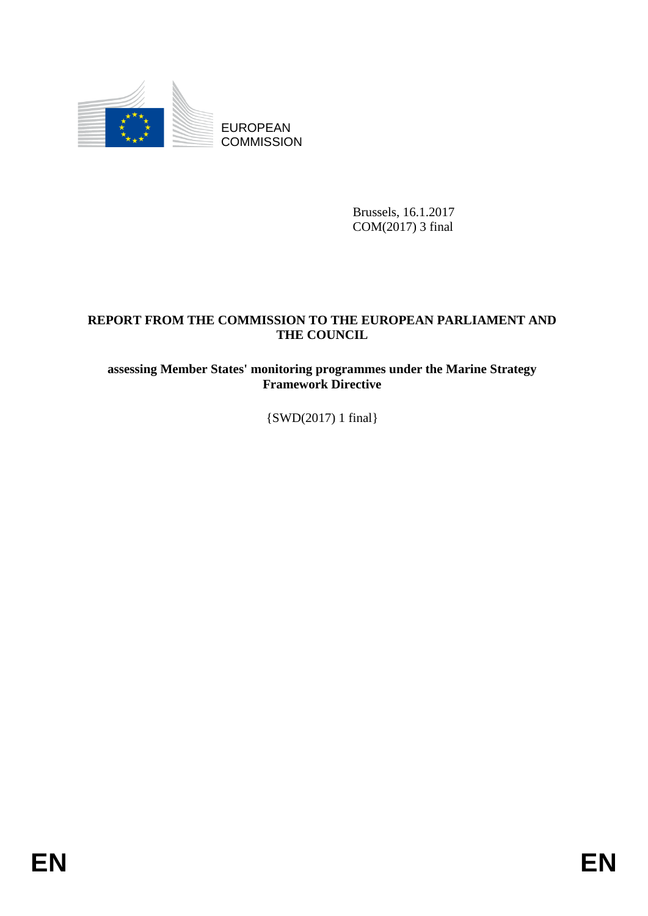EUROPEAN
COMMISSION

Brussels, 16.1.2017
COM(2017) 3 final

**REPORT FROM THE COMMISSION TO THE EUROPEAN PARLIAMENT AND THE COUNCIL**

**assessing Member States' monitoring programmes under the Marine Strategy Framework Directive**

{SWD(2017) 1 final}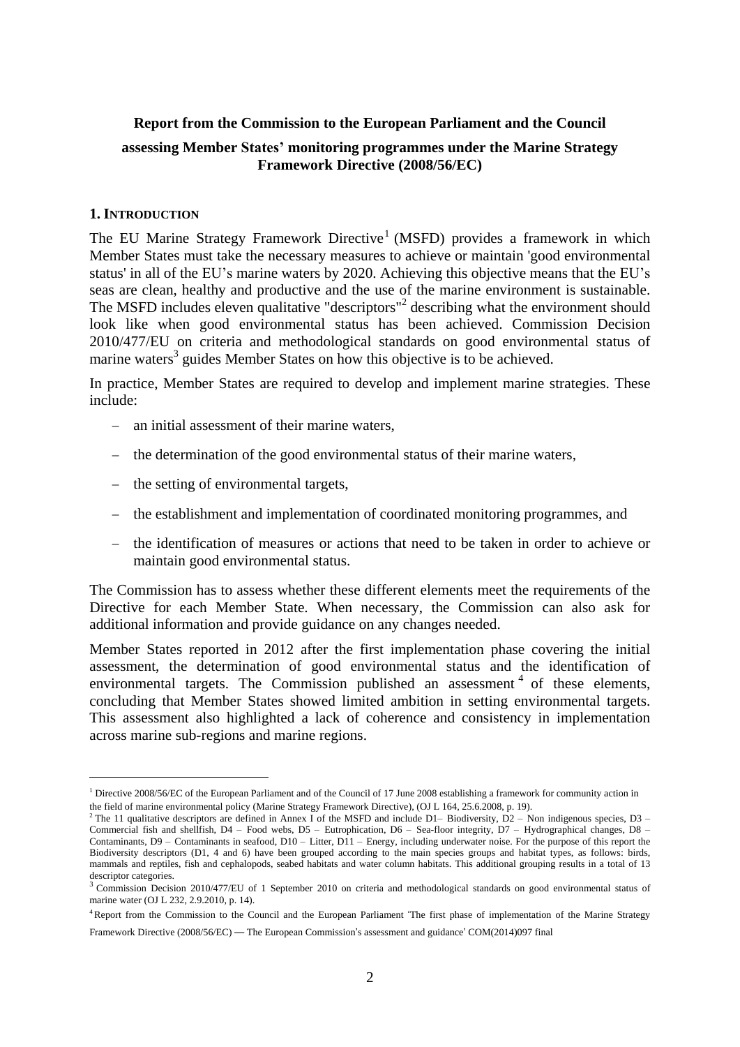**Report from the Commission to the European Parliament and the Council**

**assessing Member States' monitoring programmes under the Marine Strategy Framework Directive (2008/56/EC)**

## 1. INTRODUCTION

The EU Marine Strategy Framework Directive[1] (MSFD) provides a framework in which Member States must take the necessary measures to achieve or maintain 'good environmental status' in all of the EU's marine waters by 2020. Achieving this objective means that the EU's seas are clean, healthy and productive and the use of the marine environment is sustainable. The MSFD includes eleven qualitative "descriptors"[2] describing what the environment should look like when good environmental status has been achieved. Commission Decision 2010/477/EU on criteria and methodological standards on good environmental status of marine waters[3] guides Member States on how this objective is to be achieved.

In practice, Member States are required to develop and implement marine strategies. These include:

- an initial assessment of their marine waters,
- the determination of the good environmental status of their marine waters,
- the setting of environmental targets,
- the establishment and implementation of coordinated monitoring programmes, and
- the identification of measures or actions that need to be taken in order to achieve or maintain good environmental status.

The Commission has to assess whether these different elements meet the requirements of the Directive for each Member State. When necessary, the Commission can also ask for additional information and provide guidance on any changes needed.

Member States reported in 2012 after the first implementation phase covering the initial assessment, the determination of good environmental status and the identification of environmental targets. The Commission published an assessment[4] of these elements, concluding that Member States showed limited ambition in setting environmental targets. This assessment also highlighted a lack of coherence and consistency in implementation across marine sub-regions and marine regions.

---

[1] Directive 2008/56/EC of the European Parliament and of the Council of 17 June 2008 establishing a framework for community action in the field of marine environmental policy (Marine Strategy Framework Directive), (OJ L 164, 25.6.2008, p. 19).

[2] The 11 qualitative descriptors are defined in Annex I of the MSFD and include D1– Biodiversity, D2 – Non indigenous species, D3 – Commercial fish and shellfish, D4 – Food webs, D5 – Eutrophication, D6 – Sea-floor integrity, D7 – Hydrographical changes, D8 – Contaminants, D9 – Contaminants in seafood, D10 – Litter, D11 – Energy, including underwater noise. For the purpose of this report the Biodiversity descriptors (D1, 4 and 6) have been grouped according to the main species groups and habitat types, as follows: birds, mammals and reptiles, fish and cephalopods, seabed habitats and water column habitats. This additional grouping results in a total of 13 descriptor categories.

[3] Commission Decision 2010/477/EU of 1 September 2010 on criteria and methodological standards on good environmental status of marine water (OJ L 232, 2.9.2010, p. 14).

[4] Report from the Commission to the Council and the European Parliament 'The first phase of implementation of the Marine Strategy Framework Directive (2008/56/EC) — The European Commission's assessment and guidance' COM(2014)097 final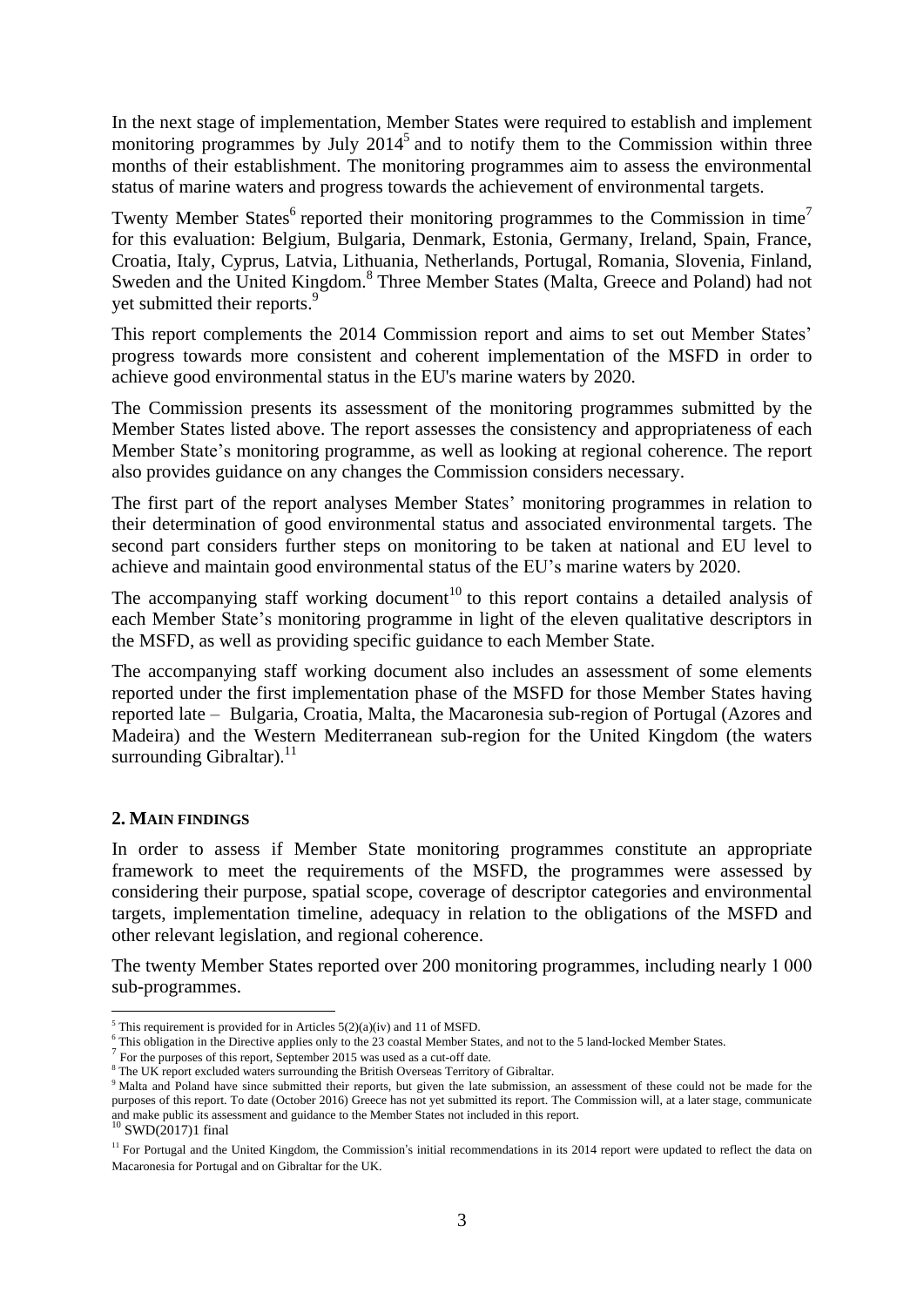In the next stage of implementation, Member States were required to establish and implement monitoring programmes by July 2014[5] and to notify them to the Commission within three months of their establishment. The monitoring programmes aim to assess the environmental status of marine waters and progress towards the achievement of environmental targets.

Twenty Member States[6] reported their monitoring programmes to the Commission in time[7] for this evaluation: Belgium, Bulgaria, Denmark, Estonia, Germany, Ireland, Spain, France, Croatia, Italy, Cyprus, Latvia, Lithuania, Netherlands, Portugal, Romania, Slovenia, Finland, Sweden and the United Kingdom.[8] Three Member States (Malta, Greece and Poland) had not yet submitted their reports.[9]

This report complements the 2014 Commission report and aims to set out Member States' progress towards more consistent and coherent implementation of the MSFD in order to achieve good environmental status in the EU's marine waters by 2020.

The Commission presents its assessment of the monitoring programmes submitted by the Member States listed above. The report assesses the consistency and appropriateness of each Member State's monitoring programme, as well as looking at regional coherence. The report also provides guidance on any changes the Commission considers necessary.

The first part of the report analyses Member States' monitoring programmes in relation to their determination of good environmental status and associated environmental targets. The second part considers further steps on monitoring to be taken at national and EU level to achieve and maintain good environmental status of the EU's marine waters by 2020.

The accompanying staff working document[10] to this report contains a detailed analysis of each Member State's monitoring programme in light of the eleven qualitative descriptors in the MSFD, as well as providing specific guidance to each Member State.

The accompanying staff working document also includes an assessment of some elements reported under the first implementation phase of the MSFD for those Member States having reported late – Bulgaria, Croatia, Malta, the Macaronesia sub-region of Portugal (Azores and Madeira) and the Western Mediterranean sub-region for the United Kingdom (the waters surrounding Gibraltar).[11]

## 2. MAIN FINDINGS

In order to assess if Member State monitoring programmes constitute an appropriate framework to meet the requirements of the MSFD, the programmes were assessed by considering their purpose, spatial scope, coverage of descriptor categories and environmental targets, implementation timeline, adequacy in relation to the obligations of the MSFD and other relevant legislation, and regional coherence.

The twenty Member States reported over 200 monitoring programmes, including nearly 1 000 sub-programmes.

---

[5] This requirement is provided for in Articles 5(2)(a)(iv) and 11 of MSFD.

[6] This obligation in the Directive applies only to the 23 coastal Member States, and not to the 5 land-locked Member States.

[7] For the purposes of this report, September 2015 was used as a cut-off date.

[8] The UK report excluded waters surrounding the British Overseas Territory of Gibraltar.

[9] Malta and Poland have since submitted their reports, but given the late submission, an assessment of these could not be made for the purposes of this report. To date (October 2016) Greece has not yet submitted its report. The Commission will, at a later stage, communicate and make public its assessment and guidance to the Member States not included in this report.

[10] SWD(2017)1 final

[11] For Portugal and the United Kingdom, the Commission's initial recommendations in its 2014 report were updated to reflect the data on Macaronesia for Portugal and on Gibraltar for the UK.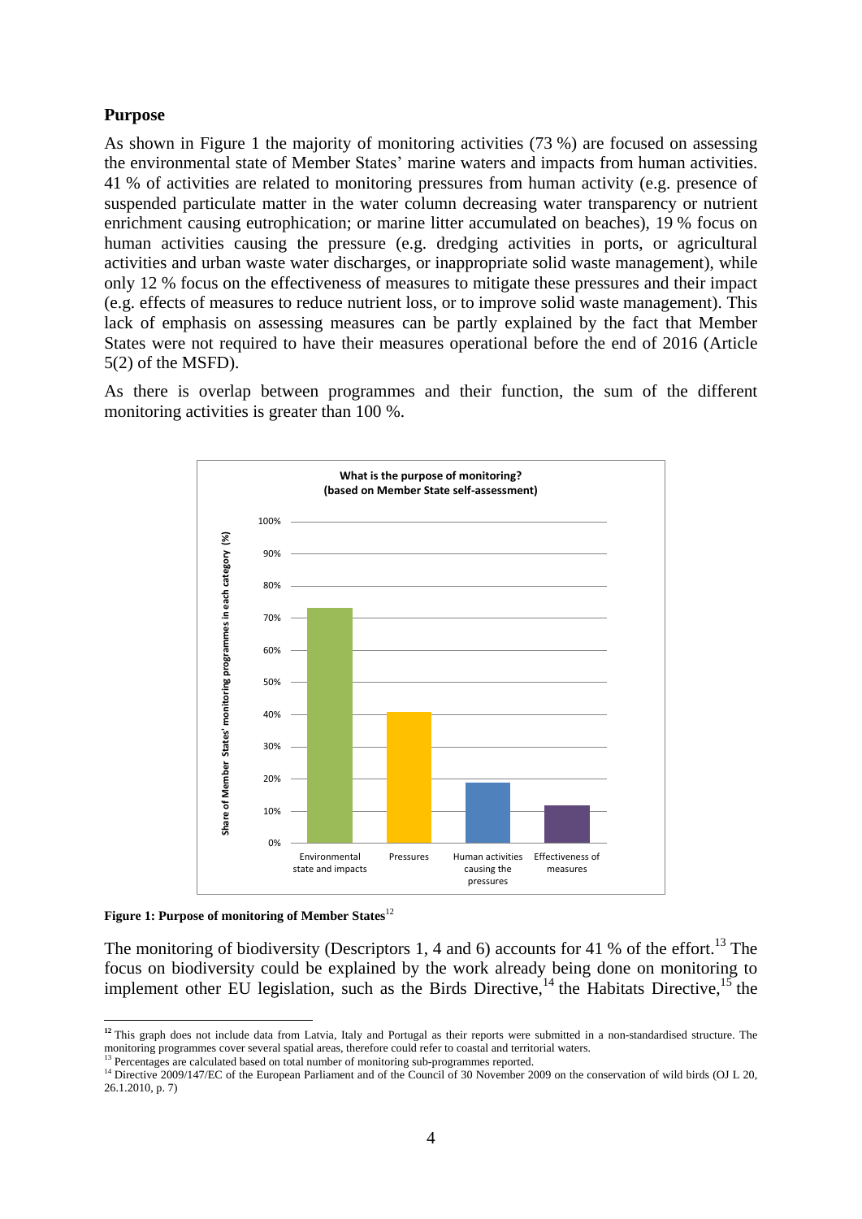**Purpose**

As shown in Figure 1 the majority of monitoring activities (73 %) are focused on assessing the environmental state of Member States' marine waters and impacts from human activities. 41 % of activities are related to monitoring pressures from human activity (e.g. presence of suspended particulate matter in the water column decreasing water transparency or nutrient enrichment causing eutrophication; or marine litter accumulated on beaches), 19 % focus on human activities causing the pressure (e.g. dredging activities in ports, or agricultural activities and urban waste water discharges, or inappropriate solid waste management), while only 12 % focus on the effectiveness of measures to mitigate these pressures and their impact (e.g. effects of measures to reduce nutrient loss, or to improve solid waste management). This lack of emphasis on assessing measures can be partly explained by the fact that Member States were not required to have their measures operational before the end of 2016 (Article 5(2) of the MSFD).

As there is overlap between programmes and their function, the sum of the different monitoring activities is greater than 100 %.

**What is the purpose of monitoring? (based on Member State self-assessment)**

| Category | Share of Member States' monitoring programmes in each category (%) |
| --- | --- |
| Environmental state and impacts | 73% |
| Pressures | 41% |
| Human activities causing the pressures | 19% |
| Effectiveness of measures | 12% |

**Figure 1: Purpose of monitoring of Member States**[12]

The monitoring of biodiversity (Descriptors 1, 4 and 6) accounts for 41 % of the effort.[13] The focus on biodiversity could be explained by the work already being done on monitoring to implement other EU legislation, such as the Birds Directive,[14] the Habitats Directive,[15] the

[12] This graph does not include data from Latvia, Italy and Portugal as their reports were submitted in a non-standardised structure. The monitoring programmes cover several spatial areas, therefore could refer to coastal and territorial waters.

[13] Percentages are calculated based on total number of monitoring sub-programmes reported.

[14] Directive 2009/147/EC of the European Parliament and of the Council of 30 November 2009 on the conservation of wild birds (OJ L 20, 26.1.2010, p. 7)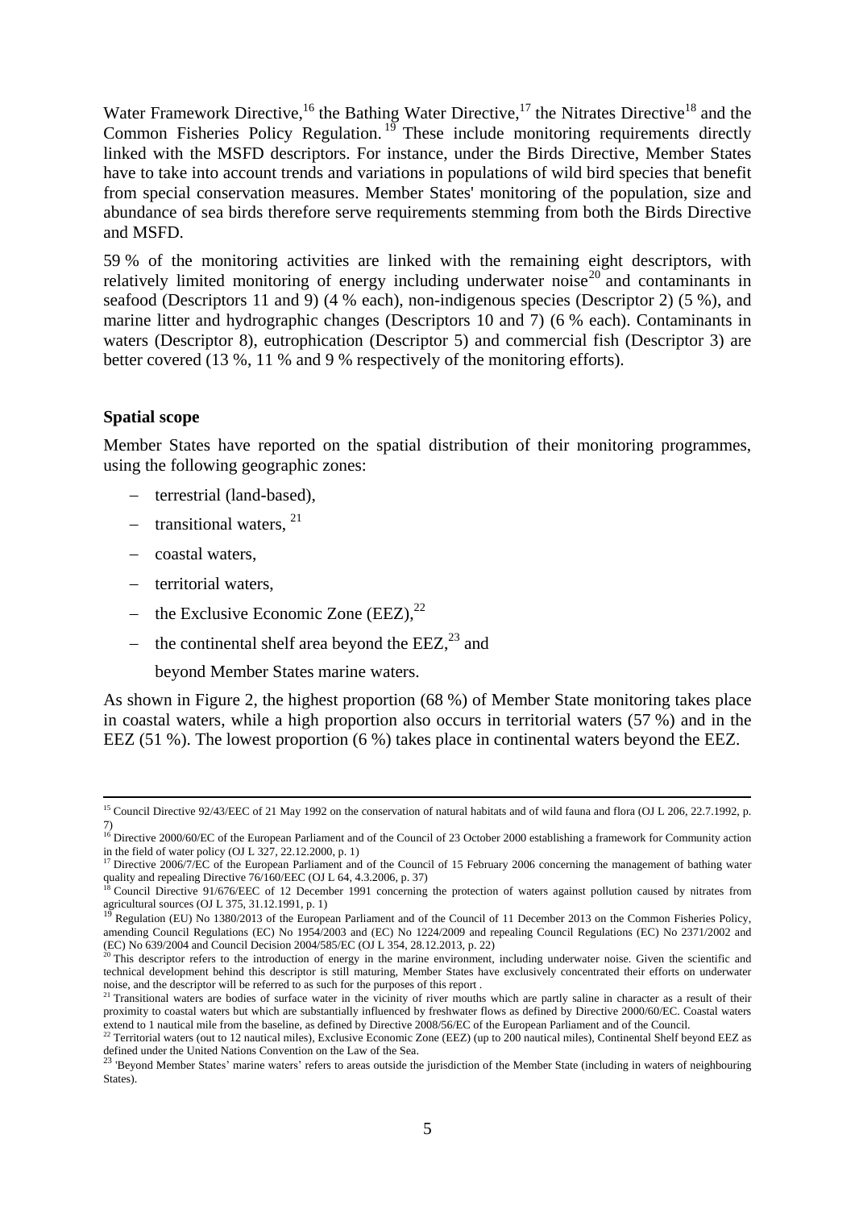Water Framework Directive,[16] the Bathing Water Directive,[17] the Nitrates Directive[18] and the Common Fisheries Policy Regulation.[19] These include monitoring requirements directly linked with the MSFD descriptors. For instance, under the Birds Directive, Member States have to take into account trends and variations in populations of wild bird species that benefit from special conservation measures. Member States' monitoring of the population, size and abundance of sea birds therefore serve requirements stemming from both the Birds Directive and MSFD.

59 % of the monitoring activities are linked with the remaining eight descriptors, with relatively limited monitoring of energy including underwater noise[20] and contaminants in seafood (Descriptors 11 and 9) (4 % each), non-indigenous species (Descriptor 2) (5 %), and marine litter and hydrographic changes (Descriptors 10 and 7) (6 % each). Contaminants in waters (Descriptor 8), eutrophication (Descriptor 5) and commercial fish (Descriptor 3) are better covered (13 %, 11 % and 9 % respectively of the monitoring efforts).

**Spatial scope**

Member States have reported on the spatial distribution of their monitoring programmes, using the following geographic zones:

- terrestrial (land-based),
- transitional waters, [21]
- coastal waters,
- territorial waters,
- the Exclusive Economic Zone (EEZ),[22]
- the continental shelf area beyond the EEZ,[23] and

  beyond Member States marine waters.

As shown in Figure 2, the highest proportion (68 %) of Member State monitoring takes place in coastal waters, while a high proportion also occurs in territorial waters (57 %) and in the EEZ (51 %). The lowest proportion (6 %) takes place in continental waters beyond the EEZ.

---

[15] Council Directive 92/43/EEC of 21 May 1992 on the conservation of natural habitats and of wild fauna and flora (OJ L 206, 22.7.1992, p. 7)

[16] Directive 2000/60/EC of the European Parliament and of the Council of 23 October 2000 establishing a framework for Community action in the field of water policy (OJ L 327, 22.12.2000, p. 1)

[17] Directive 2006/7/EC of the European Parliament and of the Council of 15 February 2006 concerning the management of bathing water quality and repealing Directive 76/160/EEC (OJ L 64, 4.3.2006, p. 37)

[18] Council Directive 91/676/EEC of 12 December 1991 concerning the protection of waters against pollution caused by nitrates from agricultural sources (OJ L 375, 31.12.1991, p. 1)

[19] Regulation (EU) No 1380/2013 of the European Parliament and of the Council of 11 December 2013 on the Common Fisheries Policy, amending Council Regulations (EC) No 1954/2003 and (EC) No 1224/2009 and repealing Council Regulations (EC) No 2371/2002 and (EC) No 639/2004 and Council Decision 2004/585/EC (OJ L 354, 28.12.2013, p. 22)

[20] This descriptor refers to the introduction of energy in the marine environment, including underwater noise. Given the scientific and technical development behind this descriptor is still maturing, Member States have exclusively concentrated their efforts on underwater noise, and the descriptor will be referred to as such for the purposes of this report .

[21] Transitional waters are bodies of surface water in the vicinity of river mouths which are partly saline in character as a result of their proximity to coastal waters but which are substantially influenced by freshwater flows as defined by Directive 2000/60/EC. Coastal waters extend to 1 nautical mile from the baseline, as defined by Directive 2008/56/EC of the European Parliament and of the Council.

[22] Territorial waters (out to 12 nautical miles), Exclusive Economic Zone (EEZ) (up to 200 nautical miles), Continental Shelf beyond EEZ as defined under the United Nations Convention on the Law of the Sea.

[23] 'Beyond Member States' marine waters' refers to areas outside the jurisdiction of the Member State (including in waters of neighbouring States).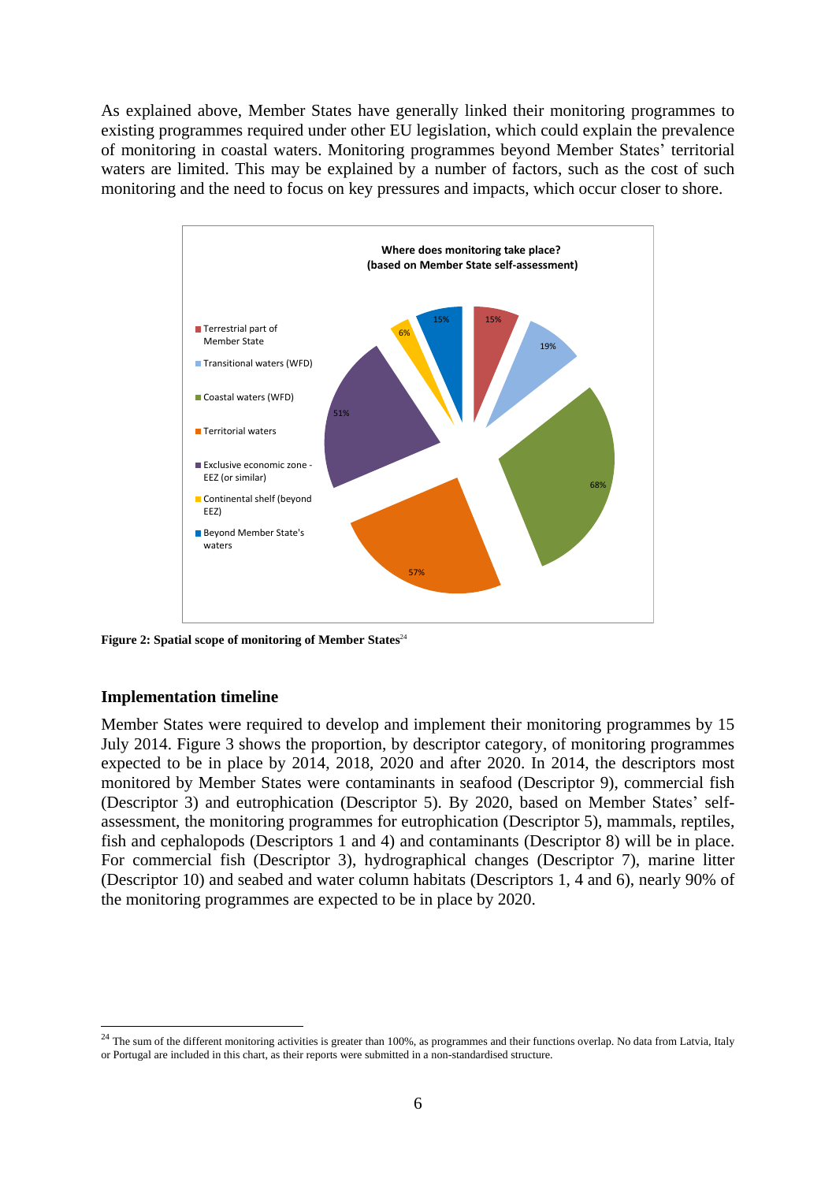As explained above, Member States have generally linked their monitoring programmes to existing programmes required under other EU legislation, which could explain the prevalence of monitoring in coastal waters. Monitoring programmes beyond Member States' territorial waters are limited. This may be explained by a number of factors, such as the cost of such monitoring and the need to focus on key pressures and impacts, which occur closer to shore.

**Where does monitoring take place? (based on Member State self-assessment)**

| Location | % |
|---|---|
| Terrestrial part of Member State | 15% |
| Transitional waters (WFD) | 19% |
| Coastal waters (WFD) | 68% |
| Territorial waters | 57% |
| Exclusive economic zone - EEZ (or similar) | 51% |
| Continental shelf (beyond EEZ) | 6% |
| Beyond Member State's waters | 15% |

**Figure 2: Spatial scope of monitoring of Member States**[24]

## Implementation timeline

Member States were required to develop and implement their monitoring programmes by 15 July 2014. Figure 3 shows the proportion, by descriptor category, of monitoring programmes expected to be in place by 2014, 2018, 2020 and after 2020. In 2014, the descriptors most monitored by Member States were contaminants in seafood (Descriptor 9), commercial fish (Descriptor 3) and eutrophication (Descriptor 5). By 2020, based on Member States' self-assessment, the monitoring programmes for eutrophication (Descriptor 5), mammals, reptiles, fish and cephalopods (Descriptors 1 and 4) and contaminants (Descriptor 8) will be in place. For commercial fish (Descriptor 3), hydrographical changes (Descriptor 7), marine litter (Descriptor 10) and seabed and water column habitats (Descriptors 1, 4 and 6), nearly 90% of the monitoring programmes are expected to be in place by 2020.

---

[24] The sum of the different monitoring activities is greater than 100%, as programmes and their functions overlap. No data from Latvia, Italy or Portugal are included in this chart, as their reports were submitted in a non-standardised structure.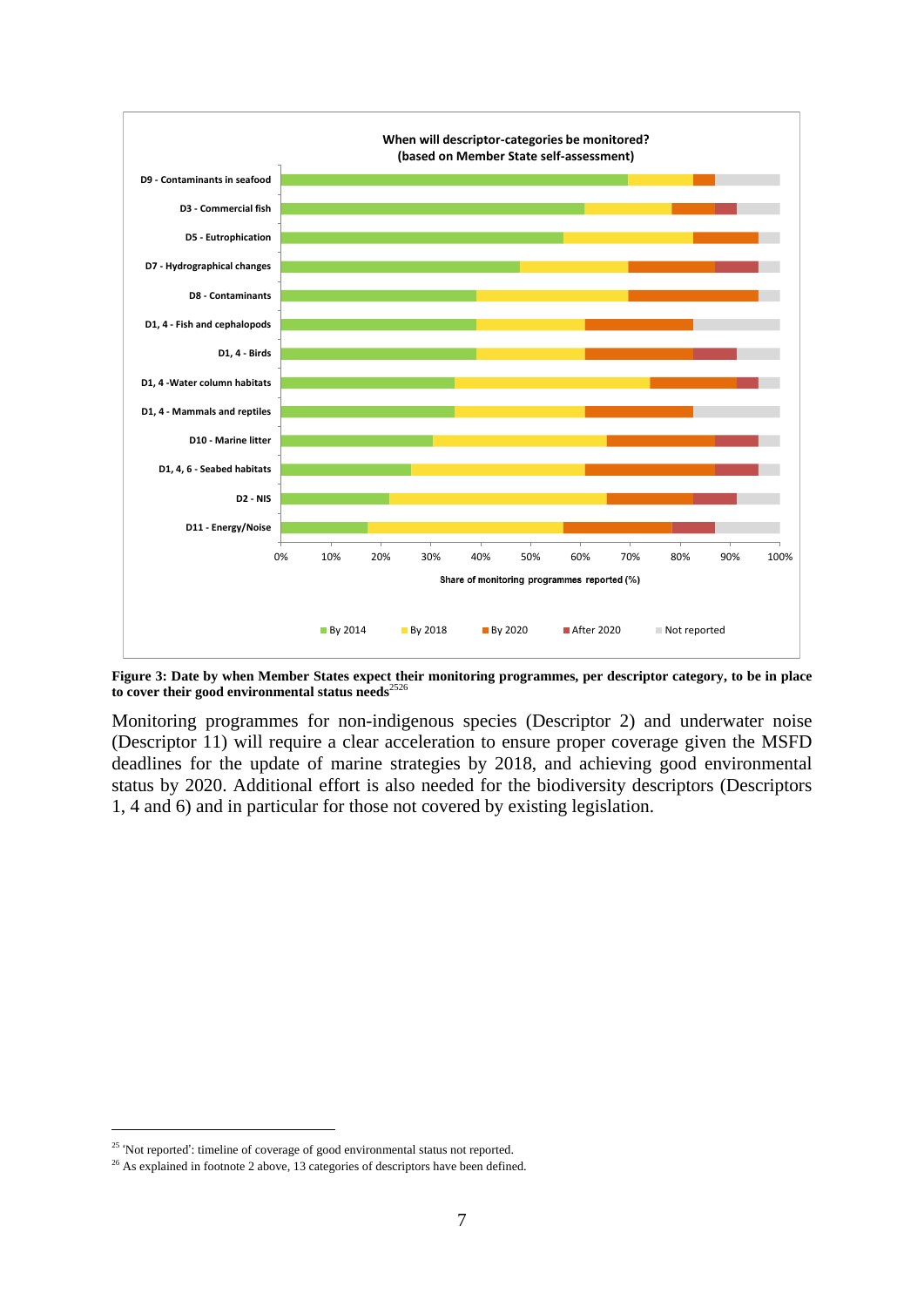**When will descriptor-categories be monitored? (based on Member State self-assessment)**

Categories: D9 - Contaminants in seafood; D3 - Commercial fish; D5 - Eutrophication; D7 - Hydrographical changes; D8 - Contaminants; D1, 4 - Fish and cephalopods; D1, 4 - Birds; D1, 4 -Water column habitats; D1, 4 - Mammals and reptiles; D10 - Marine litter; D1, 4, 6 - Seabed habitats; D2 - NIS; D11 - Energy/Noise

Share of monitoring programmes reported (%)

Legend: By 2014; By 2018; By 2020; After 2020; Not reported

**Figure 3: Date by when Member States expect their monitoring programmes, per descriptor category, to be in place to cover their good environmental status needs**[25][26]

Monitoring programmes for non-indigenous species (Descriptor 2) and underwater noise (Descriptor 11) will require a clear acceleration to ensure proper coverage given the MSFD deadlines for the update of marine strategies by 2018, and achieving good environmental status by 2020. Additional effort is also needed for the biodiversity descriptors (Descriptors 1, 4 and 6) and in particular for those not covered by existing legislation.

[25] 'Not reported': timeline of coverage of good environmental status not reported.

[26] As explained in footnote 2 above, 13 categories of descriptors have been defined.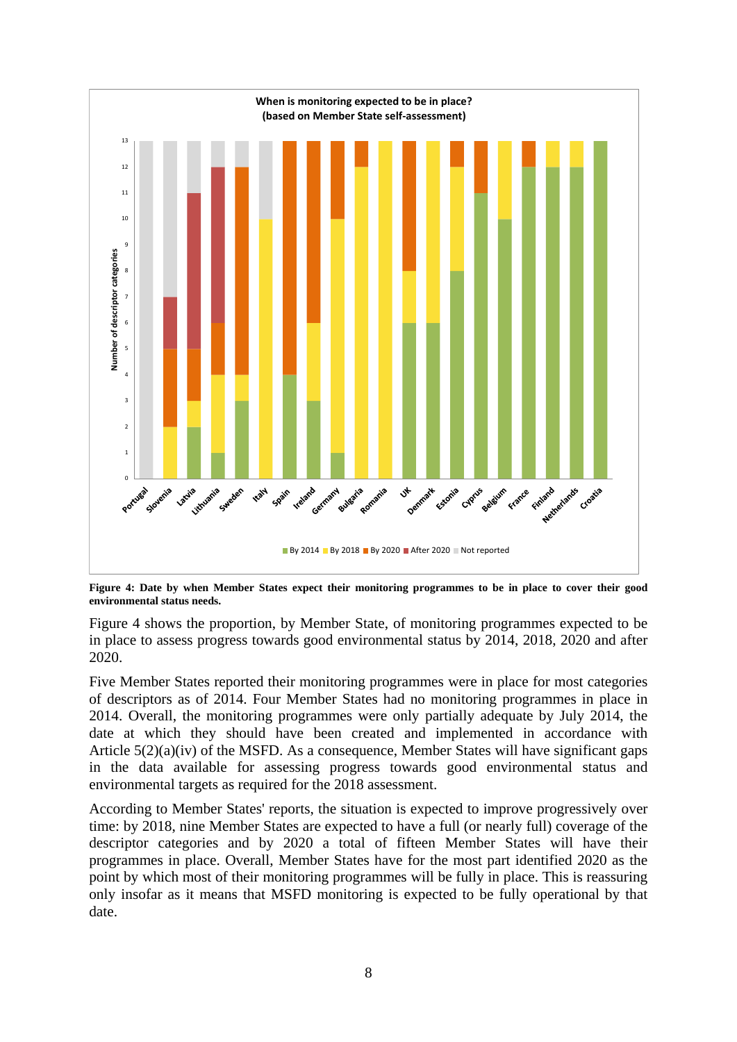**Figure 4: Date by when Member States expect their monitoring programmes to be in place to cover their good environmental status needs.**

Figure 4 shows the proportion, by Member State, of monitoring programmes expected to be in place to assess progress towards good environmental status by 2014, 2018, 2020 and after 2020.

Five Member States reported their monitoring programmes were in place for most categories of descriptors as of 2014. Four Member States had no monitoring programmes in place in 2014. Overall, the monitoring programmes were only partially adequate by July 2014, the date at which they should have been created and implemented in accordance with Article 5(2)(a)(iv) of the MSFD. As a consequence, Member States will have significant gaps in the data available for assessing progress towards good environmental status and environmental targets as required for the 2018 assessment.

According to Member States' reports, the situation is expected to improve progressively over time: by 2018, nine Member States are expected to have a full (or nearly full) coverage of the descriptor categories and by 2020 a total of fifteen Member States will have their programmes in place. Overall, Member States have for the most part identified 2020 as the point by which most of their monitoring programmes will be fully in place. This is reassuring only insofar as it means that MSFD monitoring is expected to be fully operational by that date.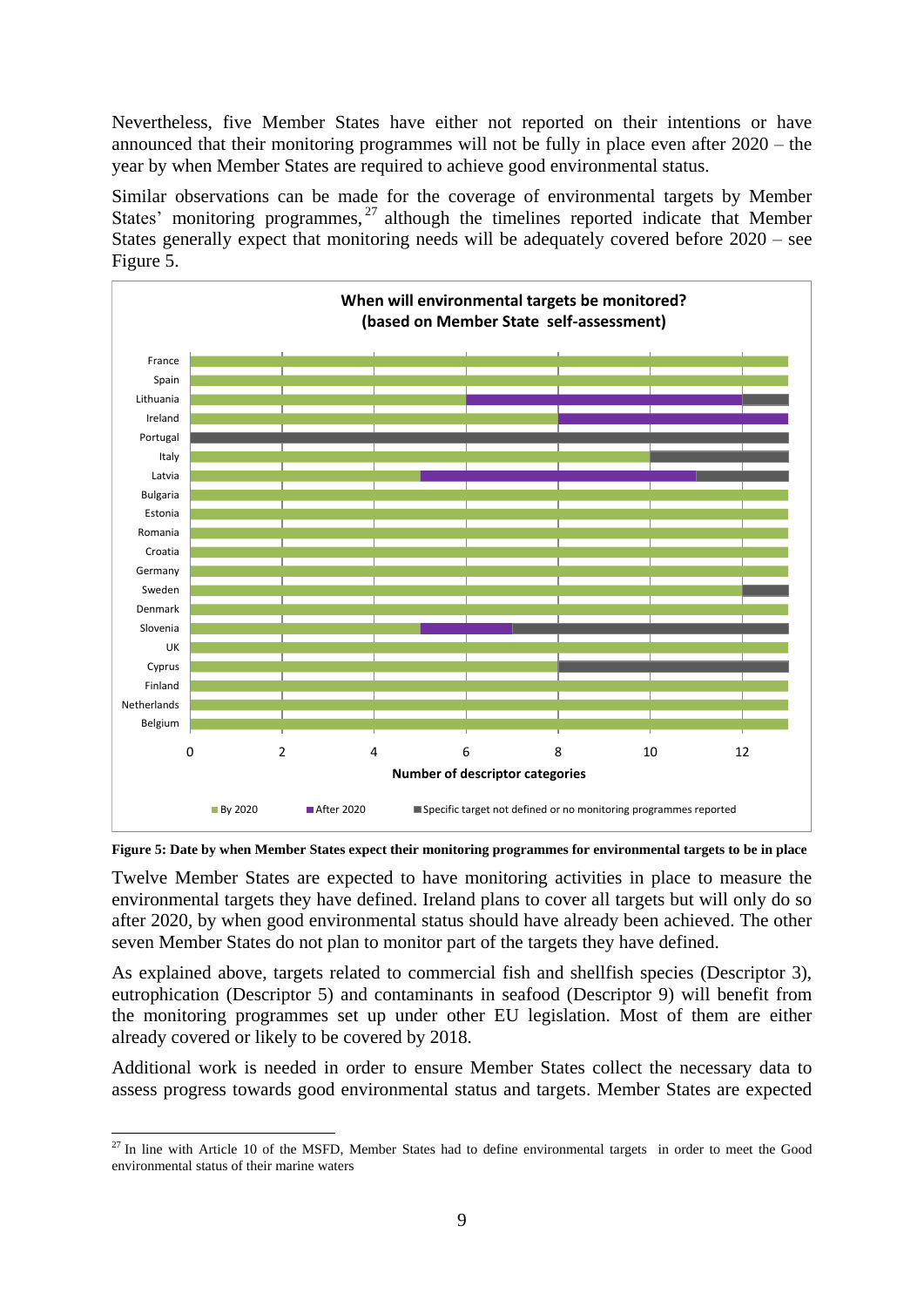Nevertheless, five Member States have either not reported on their intentions or have announced that their monitoring programmes will not be fully in place even after 2020 – the year by when Member States are required to achieve good environmental status.

Similar observations can be made for the coverage of environmental targets by Member States' monitoring programmes,[27] although the timelines reported indicate that Member States generally expect that monitoring needs will be adequately covered before 2020 – see Figure 5.

**When will environmental targets be monitored? (based on Member State self-assessment)**

**Figure 5: Date by when Member States expect their monitoring programmes for environmental targets to be in place**

Twelve Member States are expected to have monitoring activities in place to measure the environmental targets they have defined. Ireland plans to cover all targets but will only do so after 2020, by when good environmental status should have already been achieved. The other seven Member States do not plan to monitor part of the targets they have defined.

As explained above, targets related to commercial fish and shellfish species (Descriptor 3), eutrophication (Descriptor 5) and contaminants in seafood (Descriptor 9) will benefit from the monitoring programmes set up under other EU legislation. Most of them are either already covered or likely to be covered by 2018.

Additional work is needed in order to ensure Member States collect the necessary data to assess progress towards good environmental status and targets. Member States are expected

---

[27] In line with Article 10 of the MSFD, Member States had to define environmental targets in order to meet the Good environmental status of their marine waters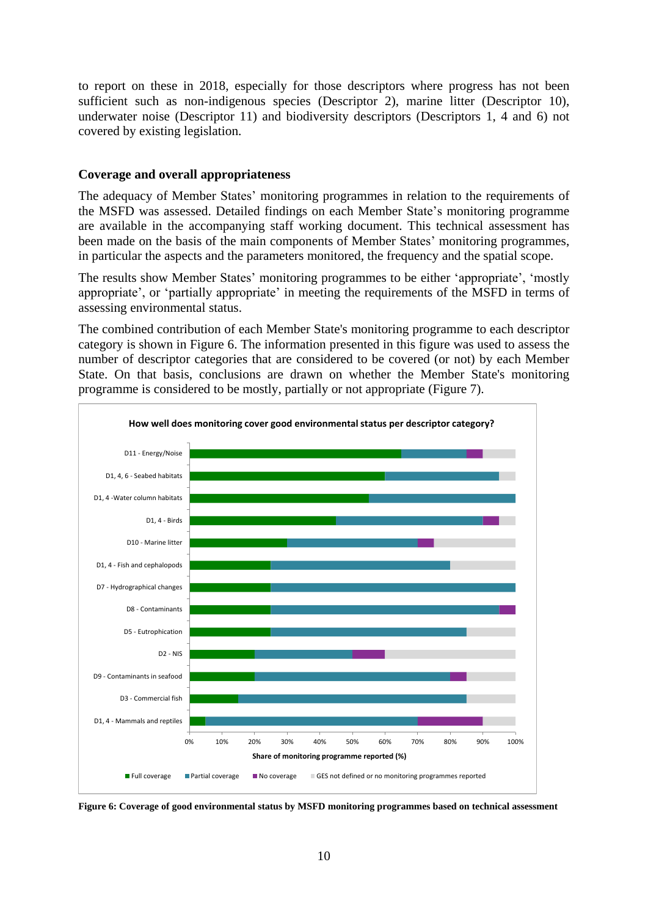to report on these in 2018, especially for those descriptors where progress has not been sufficient such as non-indigenous species (Descriptor 2), marine litter (Descriptor 10), underwater noise (Descriptor 11) and biodiversity descriptors (Descriptors 1, 4 and 6) not covered by existing legislation.

## Coverage and overall appropriateness

The adequacy of Member States' monitoring programmes in relation to the requirements of the MSFD was assessed. Detailed findings on each Member State's monitoring programme are available in the accompanying staff working document. This technical assessment has been made on the basis of the main components of Member States' monitoring programmes, in particular the aspects and the parameters monitored, the frequency and the spatial scope.

The results show Member States' monitoring programmes to be either 'appropriate', 'mostly appropriate', or 'partially appropriate' in meeting the requirements of the MSFD in terms of assessing environmental status.

The combined contribution of each Member State's monitoring programme to each descriptor category is shown in Figure 6. The information presented in this figure was used to assess the number of descriptor categories that are considered to be covered (or not) by each Member State. On that basis, conclusions are drawn on whether the Member State's monitoring programme is considered to be mostly, partially or not appropriate (Figure 7).

**How well does monitoring cover good environmental status per descriptor category?**

| Descriptor category | Full coverage | Partial coverage | No coverage | GES not defined or no monitoring programmes reported |
|---|---|---|---|---|
| D11 - Energy/Noise | 65% | 20% | 5% | 10% |
| D1, 4, 6 - Seabed habitats | 60% | 35% | 0% | 5% |
| D1, 4 -Water column habitats | 55% | 45% | 0% | 0% |
| D1, 4 - Birds | 45% | 45% | 5% | 5% |
| D10 - Marine litter | 30% | 40% | 5% | 25% |
| D1, 4 - Fish and cephalopods | 25% | 55% | 0% | 20% |
| D7 - Hydrographical changes | 25% | 75% | 0% | 0% |
| D8 - Contaminants | 25% | 70% | 5% | 0% |
| D5 - Eutrophication | 25% | 60% | 0% | 15% |
| D2 - NIS | 20% | 30% | 10% | 40% |
| D9 - Contaminants in seafood | 20% | 60% | 5% | 15% |
| D3 - Commercial fish | 15% | 70% | 0% | 15% |
| D1, 4 - Mammals and reptiles | 5% | 65% | 20% | 10% |

Share of monitoring programme reported (%)

**Figure 6: Coverage of good environmental status by MSFD monitoring programmes based on technical assessment**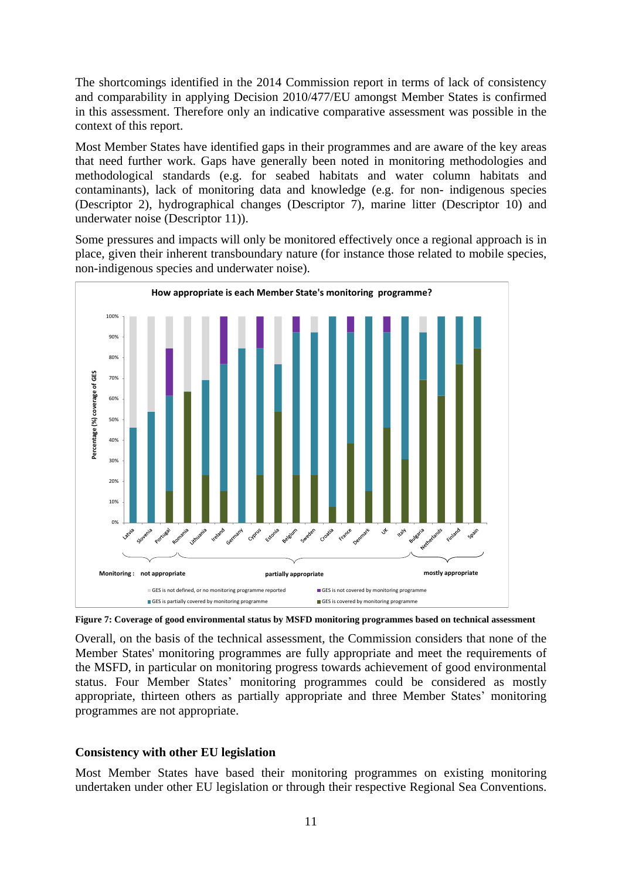The shortcomings identified in the 2014 Commission report in terms of lack of consistency and comparability in applying Decision 2010/477/EU amongst Member States is confirmed in this assessment. Therefore only an indicative comparative assessment was possible in the context of this report.

Most Member States have identified gaps in their programmes and are aware of the key areas that need further work. Gaps have generally been noted in monitoring methodologies and methodological standards (e.g. for seabed habitats and water column habitats and contaminants), lack of monitoring data and knowledge (e.g. for non- indigenous species (Descriptor 2), hydrographical changes (Descriptor 7), marine litter (Descriptor 10) and underwater noise (Descriptor 11)).

Some pressures and impacts will only be monitored effectively once a regional approach is in place, given their inherent transboundary nature (for instance those related to mobile species, non-indigenous species and underwater noise).

**Figure 7: Coverage of good environmental status by MSFD monitoring programmes based on technical assessment**

Overall, on the basis of the technical assessment, the Commission considers that none of the Member States' monitoring programmes are fully appropriate and meet the requirements of the MSFD, in particular on monitoring progress towards achievement of good environmental status. Four Member States' monitoring programmes could be considered as mostly appropriate, thirteen others as partially appropriate and three Member States' monitoring programmes are not appropriate.

### Consistency with other EU legislation

Most Member States have based their monitoring programmes on existing monitoring undertaken under other EU legislation or through their respective Regional Sea Conventions.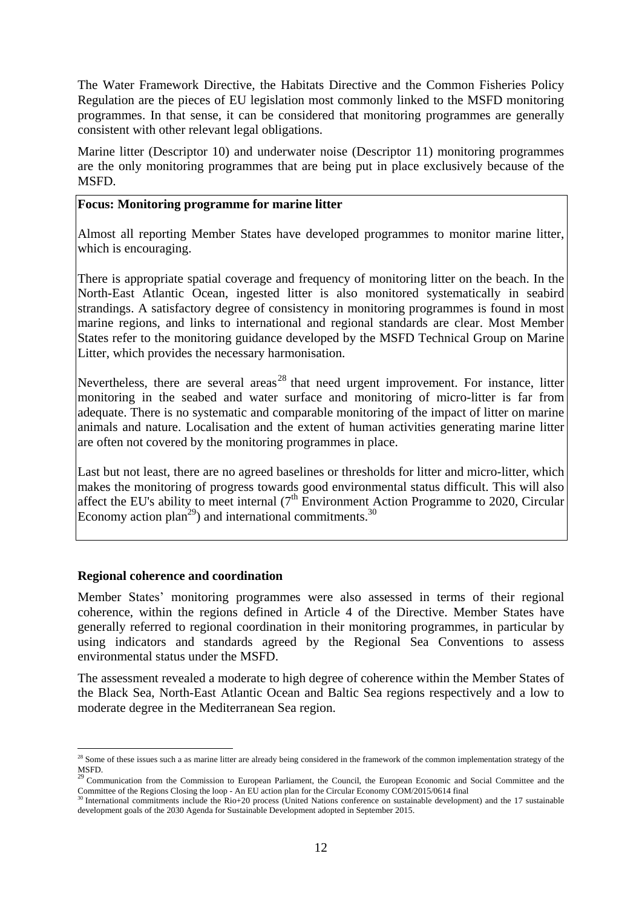The Water Framework Directive, the Habitats Directive and the Common Fisheries Policy Regulation are the pieces of EU legislation most commonly linked to the MSFD monitoring programmes. In that sense, it can be considered that monitoring programmes are generally consistent with other relevant legal obligations.

Marine litter (Descriptor 10) and underwater noise (Descriptor 11) monitoring programmes are the only monitoring programmes that are being put in place exclusively because of the MSFD.

**Focus: Monitoring programme for marine litter**

Almost all reporting Member States have developed programmes to monitor marine litter, which is encouraging.

There is appropriate spatial coverage and frequency of monitoring litter on the beach. In the North-East Atlantic Ocean, ingested litter is also monitored systematically in seabird strandings. A satisfactory degree of consistency in monitoring programmes is found in most marine regions, and links to international and regional standards are clear. Most Member States refer to the monitoring guidance developed by the MSFD Technical Group on Marine Litter, which provides the necessary harmonisation.

Nevertheless, there are several areas[28] that need urgent improvement. For instance, litter monitoring in the seabed and water surface and monitoring of micro-litter is far from adequate. There is no systematic and comparable monitoring of the impact of litter on marine animals and nature. Localisation and the extent of human activities generating marine litter are often not covered by the monitoring programmes in place.

Last but not least, there are no agreed baselines or thresholds for litter and micro-litter, which makes the monitoring of progress towards good environmental status difficult. This will also affect the EU's ability to meet internal (7th Environment Action Programme to 2020, Circular Economy action plan[29]) and international commitments.[30]

**Regional coherence and coordination**

Member States' monitoring programmes were also assessed in terms of their regional coherence, within the regions defined in Article 4 of the Directive. Member States have generally referred to regional coordination in their monitoring programmes, in particular by using indicators and standards agreed by the Regional Sea Conventions to assess environmental status under the MSFD.

The assessment revealed a moderate to high degree of coherence within the Member States of the Black Sea, North-East Atlantic Ocean and Baltic Sea regions respectively and a low to moderate degree in the Mediterranean Sea region.

---

[28] Some of these issues such a as marine litter are already being considered in the framework of the common implementation strategy of the MSFD.

[29] Communication from the Commission to European Parliament, the Council, the European Economic and Social Committee and the Committee of the Regions Closing the loop - An EU action plan for the Circular Economy COM/2015/0614 final

[30] International commitments include the Rio+20 process (United Nations conference on sustainable development) and the 17 sustainable development goals of the 2030 Agenda for Sustainable Development adopted in September 2015.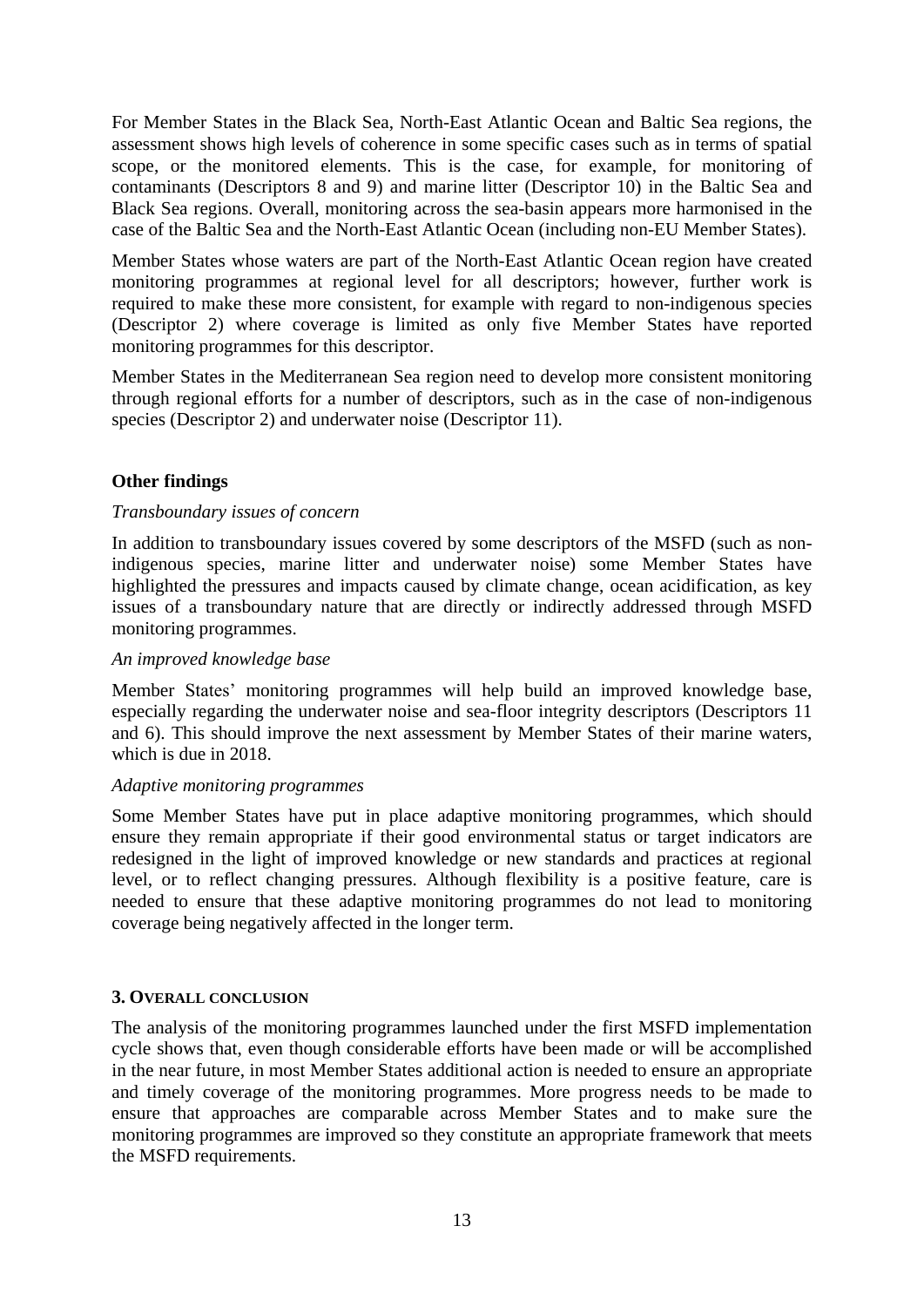For Member States in the Black Sea, North-East Atlantic Ocean and Baltic Sea regions, the assessment shows high levels of coherence in some specific cases such as in terms of spatial scope, or the monitored elements. This is the case, for example, for monitoring of contaminants (Descriptors 8 and 9) and marine litter (Descriptor 10) in the Baltic Sea and Black Sea regions. Overall, monitoring across the sea-basin appears more harmonised in the case of the Baltic Sea and the North-East Atlantic Ocean (including non-EU Member States).

Member States whose waters are part of the North-East Atlantic Ocean region have created monitoring programmes at regional level for all descriptors; however, further work is required to make these more consistent, for example with regard to non-indigenous species (Descriptor 2) where coverage is limited as only five Member States have reported monitoring programmes for this descriptor.

Member States in the Mediterranean Sea region need to develop more consistent monitoring through regional efforts for a number of descriptors, such as in the case of non-indigenous species (Descriptor 2) and underwater noise (Descriptor 11).

**Other findings**

*Transboundary issues of concern*

In addition to transboundary issues covered by some descriptors of the MSFD (such as non-indigenous species, marine litter and underwater noise) some Member States have highlighted the pressures and impacts caused by climate change, ocean acidification, as key issues of a transboundary nature that are directly or indirectly addressed through MSFD monitoring programmes.

*An improved knowledge base*

Member States' monitoring programmes will help build an improved knowledge base, especially regarding the underwater noise and sea-floor integrity descriptors (Descriptors 11 and 6). This should improve the next assessment by Member States of their marine waters, which is due in 2018.

*Adaptive monitoring programmes*

Some Member States have put in place adaptive monitoring programmes, which should ensure they remain appropriate if their good environmental status or target indicators are redesigned in the light of improved knowledge or new standards and practices at regional level, or to reflect changing pressures. Although flexibility is a positive feature, care is needed to ensure that these adaptive monitoring programmes do not lead to monitoring coverage being negatively affected in the longer term.

## 3. Overall conclusion

The analysis of the monitoring programmes launched under the first MSFD implementation cycle shows that, even though considerable efforts have been made or will be accomplished in the near future, in most Member States additional action is needed to ensure an appropriate and timely coverage of the monitoring programmes. More progress needs to be made to ensure that approaches are comparable across Member States and to make sure the monitoring programmes are improved so they constitute an appropriate framework that meets the MSFD requirements.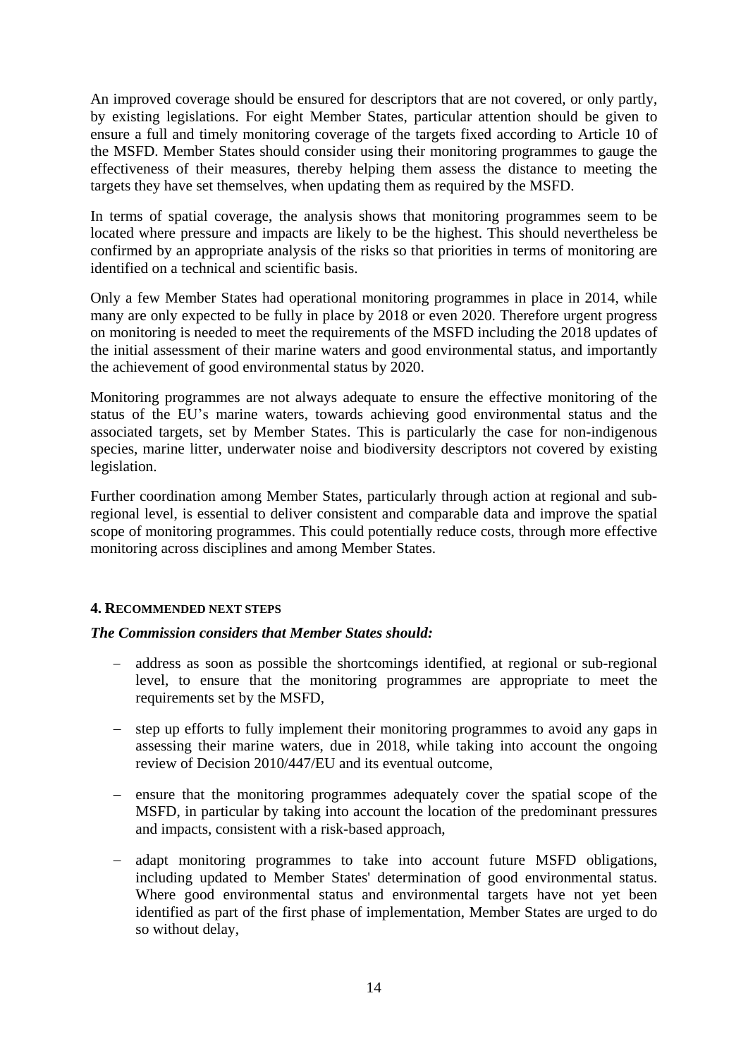An improved coverage should be ensured for descriptors that are not covered, or only partly, by existing legislations. For eight Member States, particular attention should be given to ensure a full and timely monitoring coverage of the targets fixed according to Article 10 of the MSFD. Member States should consider using their monitoring programmes to gauge the effectiveness of their measures, thereby helping them assess the distance to meeting the targets they have set themselves, when updating them as required by the MSFD.

In terms of spatial coverage, the analysis shows that monitoring programmes seem to be located where pressure and impacts are likely to be the highest. This should nevertheless be confirmed by an appropriate analysis of the risks so that priorities in terms of monitoring are identified on a technical and scientific basis.

Only a few Member States had operational monitoring programmes in place in 2014, while many are only expected to be fully in place by 2018 or even 2020. Therefore urgent progress on monitoring is needed to meet the requirements of the MSFD including the 2018 updates of the initial assessment of their marine waters and good environmental status, and importantly the achievement of good environmental status by 2020.

Monitoring programmes are not always adequate to ensure the effective monitoring of the status of the EU's marine waters, towards achieving good environmental status and the associated targets, set by Member States. This is particularly the case for non-indigenous species, marine litter, underwater noise and biodiversity descriptors not covered by existing legislation.

Further coordination among Member States, particularly through action at regional and sub-regional level, is essential to deliver consistent and comparable data and improve the spatial scope of monitoring programmes. This could potentially reduce costs, through more effective monitoring across disciplines and among Member States.

## 4. Recommended next steps

***The Commission considers that Member States should:***

- address as soon as possible the shortcomings identified, at regional or sub-regional level, to ensure that the monitoring programmes are appropriate to meet the requirements set by the MSFD,
- step up efforts to fully implement their monitoring programmes to avoid any gaps in assessing their marine waters, due in 2018, while taking into account the ongoing review of Decision 2010/447/EU and its eventual outcome,
- ensure that the monitoring programmes adequately cover the spatial scope of the MSFD, in particular by taking into account the location of the predominant pressures and impacts, consistent with a risk-based approach,
- adapt monitoring programmes to take into account future MSFD obligations, including updated to Member States' determination of good environmental status. Where good environmental status and environmental targets have not yet been identified as part of the first phase of implementation, Member States are urged to do so without delay,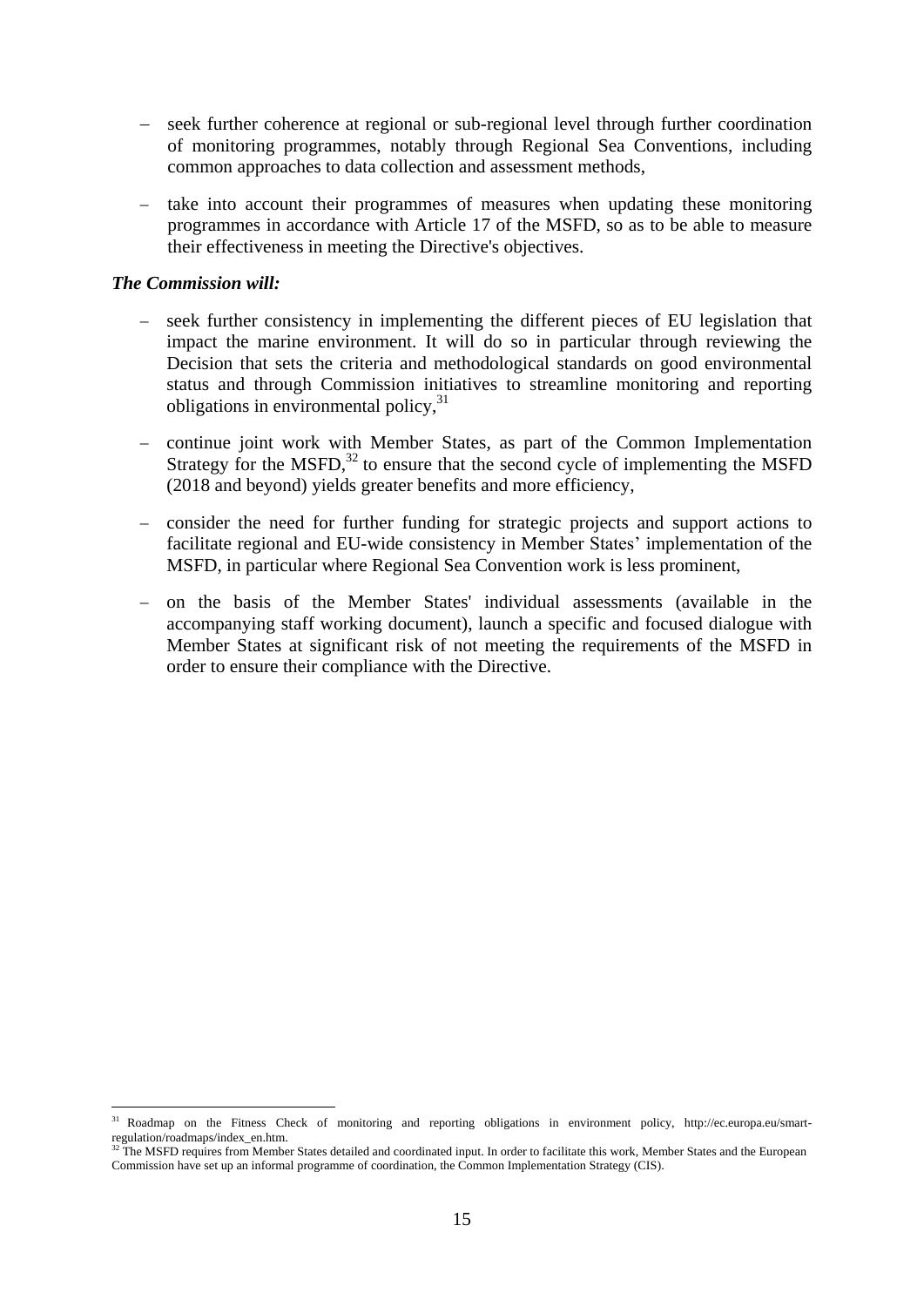- seek further coherence at regional or sub-regional level through further coordination of monitoring programmes, notably through Regional Sea Conventions, including common approaches to data collection and assessment methods,

- take into account their programmes of measures when updating these monitoring programmes in accordance with Article 17 of the MSFD, so as to be able to measure their effectiveness in meeting the Directive's objectives.

***The Commission will:***

- seek further consistency in implementing the different pieces of EU legislation that impact the marine environment. It will do so in particular through reviewing the Decision that sets the criteria and methodological standards on good environmental status and through Commission initiatives to streamline monitoring and reporting obligations in environmental policy,[31]

- continue joint work with Member States, as part of the Common Implementation Strategy for the MSFD,[32] to ensure that the second cycle of implementing the MSFD (2018 and beyond) yields greater benefits and more efficiency,

- consider the need for further funding for strategic projects and support actions to facilitate regional and EU-wide consistency in Member States' implementation of the MSFD, in particular where Regional Sea Convention work is less prominent,

- on the basis of the Member States' individual assessments (available in the accompanying staff working document), launch a specific and focused dialogue with Member States at significant risk of not meeting the requirements of the MSFD in order to ensure their compliance with the Directive.

---

[31] Roadmap on the Fitness Check of monitoring and reporting obligations in environment policy, http://ec.europa.eu/smart-regulation/roadmaps/index_en.htm.

[32] The MSFD requires from Member States detailed and coordinated input. In order to facilitate this work, Member States and the European Commission have set up an informal programme of coordination, the Common Implementation Strategy (CIS).